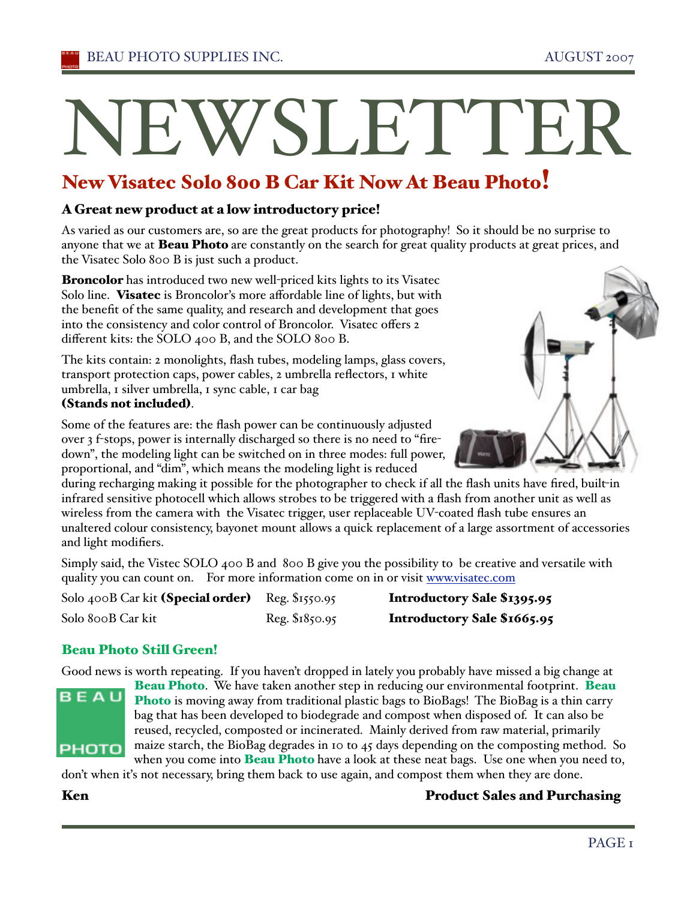# NEWSLETTER

## New Visatec Solo 800 B Car Kit Now At Beau Photo!

### A Great new product at a low introductory price!

As varied as our customers are, so are the great products for photography! So it should be no surprise to anyone that we at **Beau Photo** are constantly on the search for great quality products at great prices, and the Visatec Solo 800 B is just such a product.

**Broncolor** has introduced two new well-priced kits lights to its Visatec Solo line. **Visatec** is Broncolor's more affordable line of lights, but with the benefit of the same quality, and research and development that goes into the consistency and color control of Broncolor. Visatec offers 2 different kits: the SOLO 400 B, and the SOLO 800 B.

The kits contain: 2 monolights, flash tubes, modeling lamps, glass covers, transport protection caps, power cables, 2 umbrella reflectors, 1 white umbrella, 1 silver umbrella, 1 sync cable, 1 car bag **(Stands not included)**.

Some of the features are: the flash power can be continuously adjusted over 3 f-stops, power is internally discharged so there is no need to "fire-down", the modeling light can be switched on in three modes: full power, proportional, and "dim", which means the modeling light is reduced during recharging making it possible for the photographer to check if all the flash units have fired, built-in infrared sensitive photocell which allows strobes to be triggered with a flash from another unit as well as wireless from the camera with the Visatec trigger, user replaceable UV-coated flash tube ensures an unaltered colour consistency, bayonet mount allows a quick replacement of a large assortment of accessories and light modifiers.

Simply said, the Vistec SOLO 400 B and 800 B give you the possibility to be creative and versatile with quality you can count on. For more information come on in or visit [www.visatec.com](http://www.visatec.com)

| | | |
|---|---|---|
| Solo 400B Car kit **(Special order)** | Reg. $1550.95 | **Introductory Sale $1395.95** |
| Solo 800B Car kit | Reg. $1850.95 | **Introductory Sale $1665.95** |

### Beau Photo Still Green!

Good news is worth repeating. If you haven't dropped in lately you probably have missed a big change at **Beau Photo**. We have taken another step in reducing our environmental footprint. **Beau Photo** is moving away from traditional plastic bags to BioBags! The BioBag is a thin carry bag that has been developed to biodegrade and compost when disposed of. It can also be reused, recycled, composted or incinerated. Mainly derived from raw material, primarily maize starch, the BioBag degrades in 10 to 45 days depending on the composting method. So when you come into **Beau Photo** have a look at these neat bags. Use one when you need to, don't when it's not necessary, bring them back to use again, and compost them when they are done.

**Ken** — **Product Sales and Purchasing**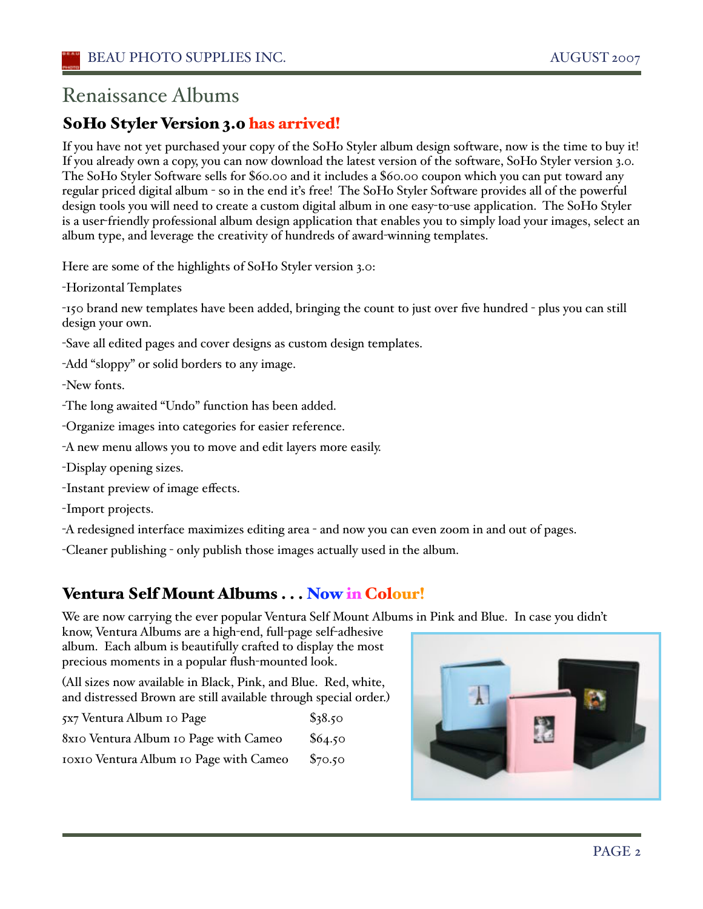# Renaissance Albums

## SoHo Styler Version 3.0 has arrived!

If you have not yet purchased your copy of the SoHo Styler album design software, now is the time to buy it! If you already own a copy, you can now download the latest version of the software, SoHo Styler version 3.0. The SoHo Styler Software sells for $60.00 and it includes a $60.00 coupon which you can put toward any regular priced digital album - so in the end it's free! The SoHo Styler Software provides all of the powerful design tools you will need to create a custom digital album in one easy-to-use application. The SoHo Styler is a user-friendly professional album design application that enables you to simply load your images, select an album type, and leverage the creativity of hundreds of award-winning templates.

Here are some of the highlights of SoHo Styler version 3.0:

-Horizontal Templates

-150 brand new templates have been added, bringing the count to just over five hundred - plus you can still design your own.

-Save all edited pages and cover designs as custom design templates.

-Add "sloppy" or solid borders to any image.

-New fonts.

-The long awaited "Undo" function has been added.

-Organize images into categories for easier reference.

-A new menu allows you to move and edit layers more easily.

-Display opening sizes.

-Instant preview of image effects.

-Import projects.

-A redesigned interface maximizes editing area - and now you can even zoom in and out of pages.

-Cleaner publishing - only publish those images actually used in the album.

## Ventura Self Mount Albums . . . Now in Colour!

We are now carrying the ever popular Ventura Self Mount Albums in Pink and Blue. In case you didn't know, Ventura Albums are a high-end, full-page self-adhesive album. Each album is beautifully crafted to display the most precious moments in a popular flush-mounted look.

(All sizes now available in Black, Pink, and Blue. Red, white, and distressed Brown are still available through special order.)

| | |
|---|---|
| 5x7 Ventura Album 10 Page | $38.50 |
| 8x10 Ventura Album 10 Page with Cameo | $64.50 |
| 10x10 Ventura Album 10 Page with Cameo | $70.50 |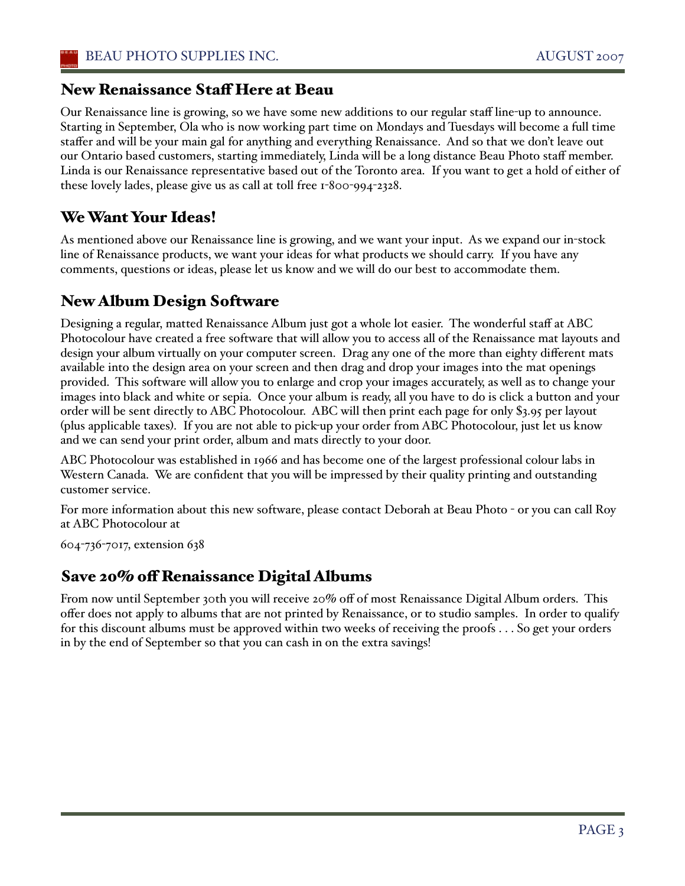## New Renaissance Staff Here at Beau

Our Renaissance line is growing, so we have some new additions to our regular staff line-up to announce. Starting in September, Ola who is now working part time on Mondays and Tuesdays will become a full time staffer and will be your main gal for anything and everything Renaissance. And so that we don't leave out our Ontario based customers, starting immediately, Linda will be a long distance Beau Photo staff member. Linda is our Renaissance representative based out of the Toronto area. If you want to get a hold of either of these lovely lades, please give us as call at toll free 1-800-994-2328.

## We Want Your Ideas!

As mentioned above our Renaissance line is growing, and we want your input. As we expand our in-stock line of Renaissance products, we want your ideas for what products we should carry. If you have any comments, questions or ideas, please let us know and we will do our best to accommodate them.

## New Album Design Software

Designing a regular, matted Renaissance Album just got a whole lot easier. The wonderful staff at ABC Photocolour have created a free software that will allow you to access all of the Renaissance mat layouts and design your album virtually on your computer screen. Drag any one of the more than eighty different mats available into the design area on your screen and then drag and drop your images into the mat openings provided. This software will allow you to enlarge and crop your images accurately, as well as to change your images into black and white or sepia. Once your album is ready, all you have to do is click a button and your order will be sent directly to ABC Photocolour. ABC will then print each page for only $3.95 per layout (plus applicable taxes). If you are not able to pick-up your order from ABC Photocolour, just let us know and we can send your print order, album and mats directly to your door.

ABC Photocolour was established in 1966 and has become one of the largest professional colour labs in Western Canada. We are confident that you will be impressed by their quality printing and outstanding customer service.

For more information about this new software, please contact Deborah at Beau Photo - or you can call Roy at ABC Photocolour at

604-736-7017, extension 638

## Save 20% off Renaissance Digital Albums

From now until September 30th you will receive 20% off of most Renaissance Digital Album orders. This offer does not apply to albums that are not printed by Renaissance, or to studio samples. In order to qualify for this discount albums must be approved within two weeks of receiving the proofs . . . So get your orders in by the end of September so that you can cash in on the extra savings!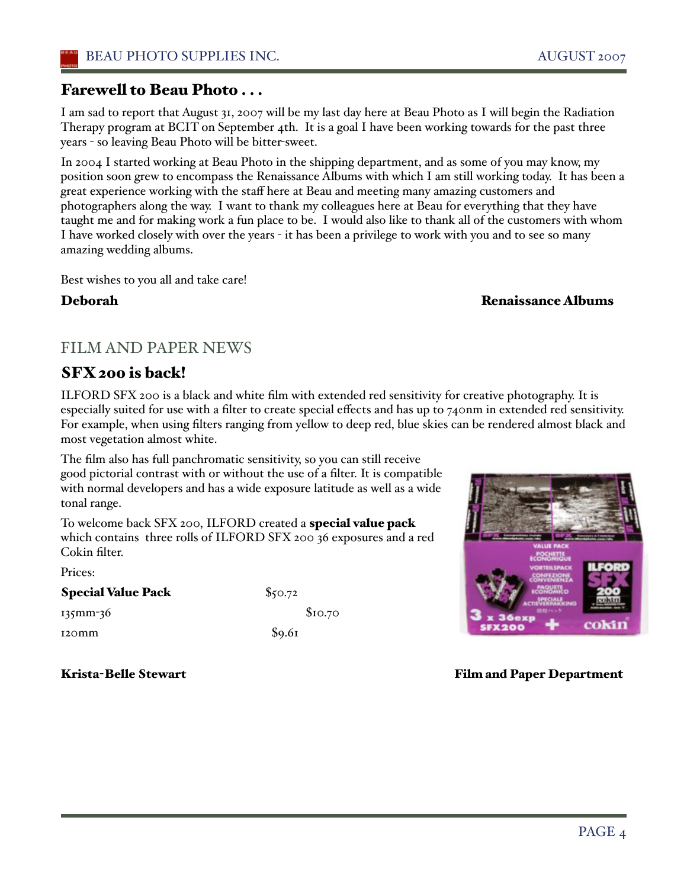## Farewell to Beau Photo . . .

I am sad to report that August 31, 2007 will be my last day here at Beau Photo as I will begin the Radiation Therapy program at BCIT on September 4th. It is a goal I have been working towards for the past three years - so leaving Beau Photo will be bitter-sweet.

In 2004 I started working at Beau Photo in the shipping department, and as some of you may know, my position soon grew to encompass the Renaissance Albums with which I am still working today. It has been a great experience working with the staff here at Beau and meeting many amazing customers and photographers along the way. I want to thank my colleagues here at Beau for everything that they have taught me and for making work a fun place to be. I would also like to thank all of the customers with whom I have worked closely with over the years - it has been a privilege to work with you and to see so many amazing wedding albums.

Best wishes to you all and take care!

**Deborah** **Renaissance Albums**

# FILM AND PAPER NEWS

## SFX 200 is back!

ILFORD SFX 200 is a black and white film with extended red sensitivity for creative photography. It is especially suited for use with a filter to create special effects and has up to 740nm in extended red sensitivity. For example, when using filters ranging from yellow to deep red, blue skies can be rendered almost black and most vegetation almost white.

The film also has full panchromatic sensitivity, so you can still receive good pictorial contrast with or without the use of a filter. It is compatible with normal developers and has a wide exposure latitude as well as a wide tonal range.

To welcome back SFX 200, ILFORD created a **special value pack** which contains three rolls of ILFORD SFX 200 36 exposures and a red Cokin filter.

Prices:

| | |
|---|---|
| **Special Value Pack** | $50.72 |
| 135mm-36 | $10.70 |
| 120mm | $9.61 |

**Krista-Belle Stewart** **Film and Paper Department**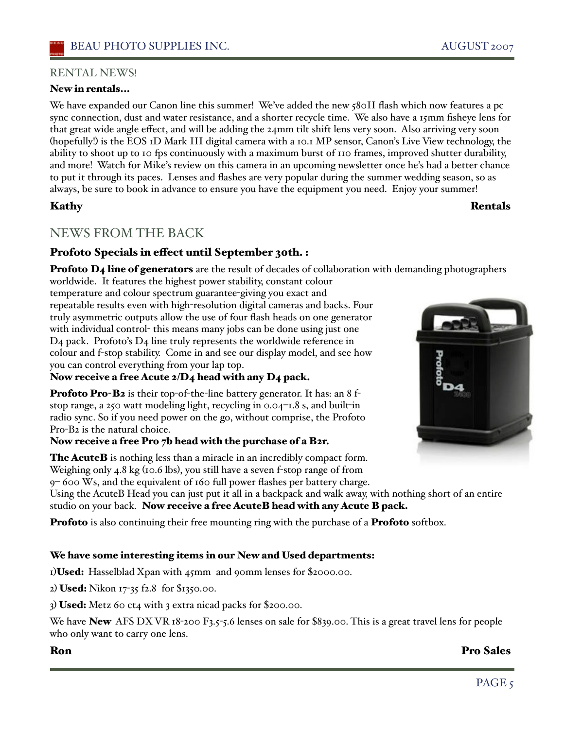## RENTAL NEWS!

**New in rentals...**

We have expanded our Canon line this summer! We've added the new 580II flash which now features a pc sync connection, dust and water resistance, and a shorter recycle time. We also have a 15mm fisheye lens for that great wide angle effect, and will be adding the 24mm tilt shift lens very soon. Also arriving very soon (hopefully!) is the EOS 1D Mark III digital camera with a 10.1 MP sensor, Canon's Live View technology, the ability to shoot up to 10 fps continuously with a maximum burst of 110 frames, improved shutter durability, and more! Watch for Mike's review on this camera in an upcoming newsletter once he's had a better chance to put it through its paces. Lenses and flashes are very popular during the summer wedding season, so as always, be sure to book in advance to ensure you have the equipment you need. Enjoy your summer!

**Kathy** **Rentals**

## NEWS FROM THE BACK

### Profoto Specials in effect until September 30th. :

**Profoto D4 line of generators** are the result of decades of collaboration with demanding photographers worldwide. It features the highest power stability, constant colour temperature and colour spectrum guarantee-giving you exact and repeatable results even with high-resolution digital cameras and backs. Four truly asymmetric outputs allow the use of four flash heads on one generator with individual control- this means many jobs can be done using just one D4 pack. Profoto's D4 line truly represents the worldwide reference in colour and f-stop stability. Come in and see our display model, and see how you can control everything from your lap top.

**Now receive a free Acute 2/D4 head with any D4 pack.**

**Profoto Pro-B2** is their top-of-the-line battery generator. It has: an 8 f-stop range, a 250 watt modeling light, recycling in 0.04–1.8 s, and built-in radio sync. So if you need power on the go, without comprise, the Profoto Pro-B2 is the natural choice.

**Now receive a free Pro 7b head with the purchase of a B2r.**

**The AcuteB** is nothing less than a miracle in an incredibly compact form. Weighing only 4.8 kg (10.6 lbs), you still have a seven f-stop range of from 9– 600 Ws, and the equivalent of 160 full power flashes per battery charge. Using the AcuteB Head you can just put it all in a backpack and walk away, with nothing short of an entire studio on your back. **Now receive a free AcuteB head with any Acute B pack.**

**Profoto** is also continuing their free mounting ring with the purchase of a **Profoto** softbox.

**We have some interesting items in our New and Used departments:**

1)**Used:** Hasselblad Xpan with 45mm and 90mm lenses for $2000.00.

2) **Used:** Nikon 17-35 f2.8 for $1350.00.

3) **Used:** Metz 60 ct4 with 3 extra nicad packs for $200.00.

We have **New** AFS DX VR 18-200 F3.5-5.6 lenses on sale for $839.00. This is a great travel lens for people who only want to carry one lens.

**Ron** **Pro Sales**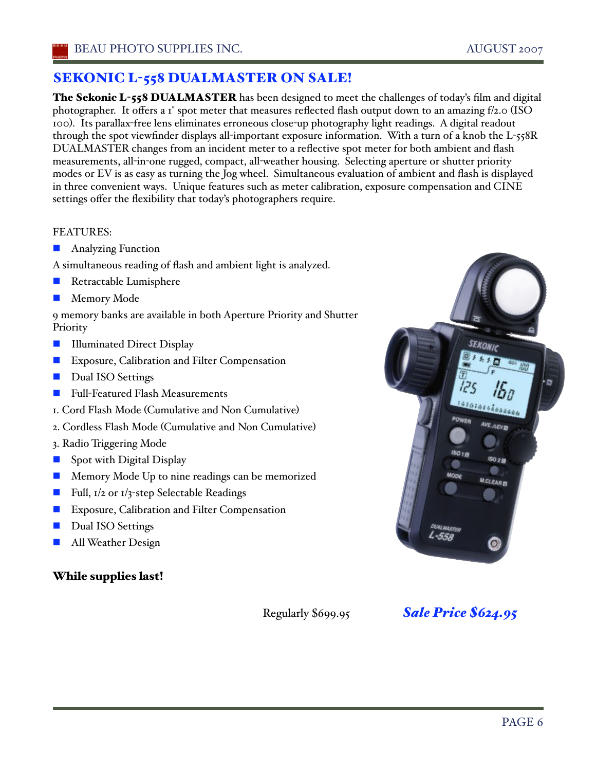## SEKONIC L-558 DUALMASTER ON SALE!

**The Sekonic L-558 DUALMASTER** has been designed to meet the challenges of today's film and digital photographer. It offers a 1° spot meter that measures reflected flash output down to an amazing f/2.0 (ISO 100). Its parallax-free lens eliminates erroneous close-up photography light readings. A digital readout through the spot viewfinder displays all-important exposure information. With a turn of a knob the L-558R DUALMASTER changes from an incident meter to a reflective spot meter for both ambient and flash measurements, all-in-one rugged, compact, all-weather housing. Selecting aperture or shutter priority modes or EV is as easy as turning the Jog wheel. Simultaneous evaluation of ambient and flash is displayed in three convenient ways. Unique features such as meter calibration, exposure compensation and CINE settings offer the flexibility that today's photographers require.

FEATURES:

- Analyzing Function

A simultaneous reading of flash and ambient light is analyzed.

- Retractable Lumisphere
- Memory Mode

9 memory banks are available in both Aperture Priority and Shutter Priority

- Illuminated Direct Display
- Exposure, Calibration and Filter Compensation
- Dual ISO Settings
- Full-Featured Flash Measurements

1. Cord Flash Mode (Cumulative and Non Cumulative)
2. Cordless Flash Mode (Cumulative and Non Cumulative)
3. Radio Triggering Mode

- Spot with Digital Display
- Memory Mode Up to nine readings can be memorized
- Full, 1/2 or 1/3-step Selectable Readings
- Exposure, Calibration and Filter Compensation
- Dual ISO Settings
- All Weather Design

**While supplies last!**

Regularly $699.95 ***Sale Price $624.95***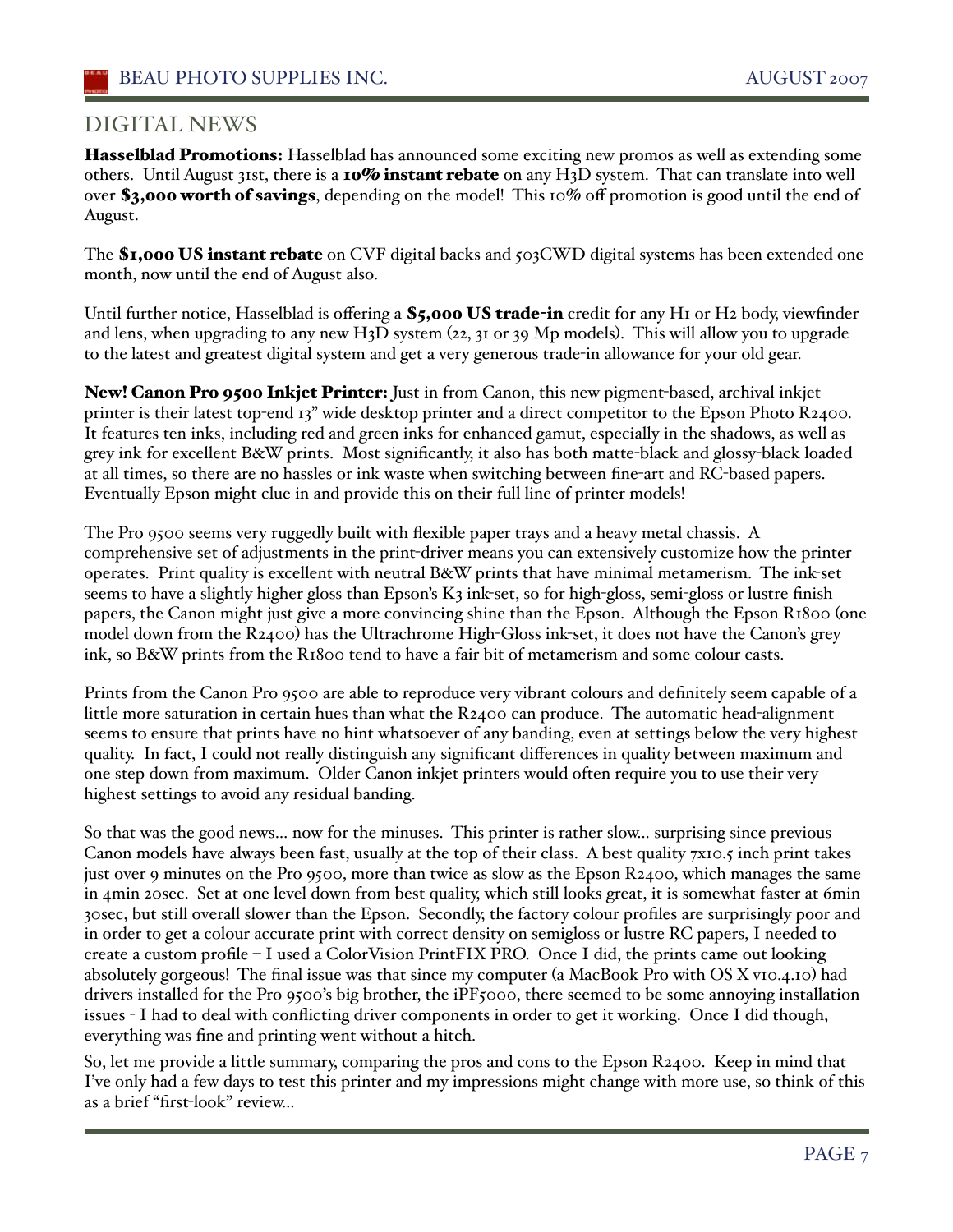## DIGITAL NEWS

**Hasselblad Promotions:** Hasselblad has announced some exciting new promos as well as extending some others. Until August 31st, there is a **10% instant rebate** on any H3D system. That can translate into well over **$3,000 worth of savings**, depending on the model! This 10% off promotion is good until the end of August.

The **$1,000 US instant rebate** on CVF digital backs and 503CWD digital systems has been extended one month, now until the end of August also.

Until further notice, Hasselblad is offering a **$5,000 US trade-in** credit for any H1 or H2 body, viewfinder and lens, when upgrading to any new H3D system (22, 31 or 39 Mp models). This will allow you to upgrade to the latest and greatest digital system and get a very generous trade-in allowance for your old gear.

**New! Canon Pro 9500 Inkjet Printer:** Just in from Canon, this new pigment-based, archival inkjet printer is their latest top-end 13" wide desktop printer and a direct competitor to the Epson Photo R2400. It features ten inks, including red and green inks for enhanced gamut, especially in the shadows, as well as grey ink for excellent B&W prints. Most significantly, it also has both matte-black and glossy-black loaded at all times, so there are no hassles or ink waste when switching between fine-art and RC-based papers. Eventually Epson might clue in and provide this on their full line of printer models!

The Pro 9500 seems very ruggedly built with flexible paper trays and a heavy metal chassis. A comprehensive set of adjustments in the print-driver means you can extensively customize how the printer operates. Print quality is excellent with neutral B&W prints that have minimal metamerism. The ink-set seems to have a slightly higher gloss than Epson's K3 ink-set, so for high-gloss, semi-gloss or lustre finish papers, the Canon might just give a more convincing shine than the Epson. Although the Epson R1800 (one model down from the R2400) has the Ultrachrome High-Gloss ink-set, it does not have the Canon's grey ink, so B&W prints from the R1800 tend to have a fair bit of metamerism and some colour casts.

Prints from the Canon Pro 9500 are able to reproduce very vibrant colours and definitely seem capable of a little more saturation in certain hues than what the R2400 can produce. The automatic head-alignment seems to ensure that prints have no hint whatsoever of any banding, even at settings below the very highest quality. In fact, I could not really distinguish any significant differences in quality between maximum and one step down from maximum. Older Canon inkjet printers would often require you to use their very highest settings to avoid any residual banding.

So that was the good news... now for the minuses. This printer is rather slow... surprising since previous Canon models have always been fast, usually at the top of their class. A best quality 7x10.5 inch print takes just over 9 minutes on the Pro 9500, more than twice as slow as the Epson R2400, which manages the same in 4min 20sec. Set at one level down from best quality, which still looks great, it is somewhat faster at 6min 30sec, but still overall slower than the Epson. Secondly, the factory colour profiles are surprisingly poor and in order to get a colour accurate print with correct density on semigloss or lustre RC papers, I needed to create a custom profile – I used a ColorVision PrintFIX PRO. Once I did, the prints came out looking absolutely gorgeous! The final issue was that since my computer (a MacBook Pro with OS X v10.4.10) had drivers installed for the Pro 9500's big brother, the iPF5000, there seemed to be some annoying installation issues - I had to deal with conflicting driver components in order to get it working. Once I did though, everything was fine and printing went without a hitch.

So, let me provide a little summary, comparing the pros and cons to the Epson R2400. Keep in mind that I've only had a few days to test this printer and my impressions might change with more use, so think of this as a brief "first-look" review...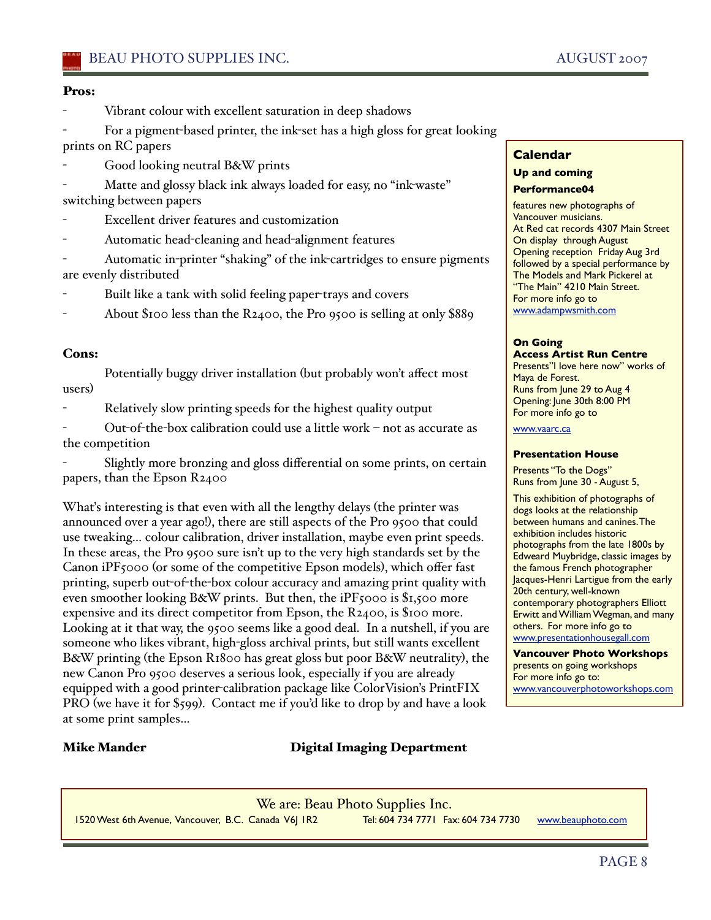**Pros:**

- Vibrant colour with excellent saturation in deep shadows
- For a pigment-based printer, the ink-set has a high gloss for great looking prints on RC papers
- Good looking neutral B&W prints
- Matte and glossy black ink always loaded for easy, no "ink-waste" switching between papers
- Excellent driver features and customization
- Automatic head-cleaning and head-alignment features
- Automatic in-printer "shaking" of the ink-cartridges to ensure pigments are evenly distributed
- Built like a tank with solid feeling paper-trays and covers
- About $100 less than the R2400, the Pro 9500 is selling at only $889

**Cons:**

- Potentially buggy driver installation (but probably won't affect most users)
- Relatively slow printing speeds for the highest quality output
- Out-of-the-box calibration could use a little work – not as accurate as the competition
- Slightly more bronzing and gloss differential on some prints, on certain papers, than the Epson R2400

What's interesting is that even with all the lengthy delays (the printer was announced over a year ago!), there are still aspects of the Pro 9500 that could use tweaking… colour calibration, driver installation, maybe even print speeds. In these areas, the Pro 9500 sure isn't up to the very high standards set by the Canon iPF5000 (or some of the competitive Epson models), which offer fast printing, superb out-of-the-box colour accuracy and amazing print quality with even smoother looking B&W prints. But then, the iPF5000 is $1,500 more expensive and its direct competitor from Epson, the R2400, is $100 more. Looking at it that way, the 9500 seems like a good deal. In a nutshell, if you are someone who likes vibrant, high-gloss archival prints, but still wants excellent B&W printing (the Epson R1800 has great gloss but poor B&W neutrality), the new Canon Pro 9500 deserves a serious look, especially if you are already equipped with a good printer-calibration package like ColorVision's PrintFIX PRO (we have it for $599). Contact me if you'd like to drop by and have a look at some print samples…

**Mike Mander** **Digital Imaging Department**

## Calendar

**Up and coming**

**Performance04**

features new photographs of Vancouver musicians.
At Red cat records 4307 Main Street
On display through August
Opening reception Friday Aug 3rd followed by a special performance by The Models and Mark Pickerel at "The Main" 4210 Main Street.
For more info go to
www.adampwsmith.com

**On Going**

**Access Artist Run Centre**

Presents"I love here now" works of Maya de Forest.
Runs from June 29 to Aug 4
Opening: June 30th 8:00 PM
For more info go to
www.vaarc.ca

**Presentation House**

Presents "To the Dogs"
Runs from June 30 - August 5,

This exhibition of photographs of dogs looks at the relationship between humans and canines. The exhibition includes historic photographs from the late 1800s by Edweard Muybridge, classic images by the famous French photographer Jacques-Henri Lartigue from the early 20th century, well-known contemporary photographers Elliott Erwitt and William Wegman, and many others. For more info go to
www.presentationhousegall.com

**Vancouver Photo Workshops**

presents on going workshops
For more info go to:
www.vancouverphotoworkshops.com

We are: Beau Photo Supplies Inc.
1520 West 6th Avenue, Vancouver, B.C. Canada V6J 1R2 Tel: 604 734 7771 Fax: 604 734 7730 www.beauphoto.com